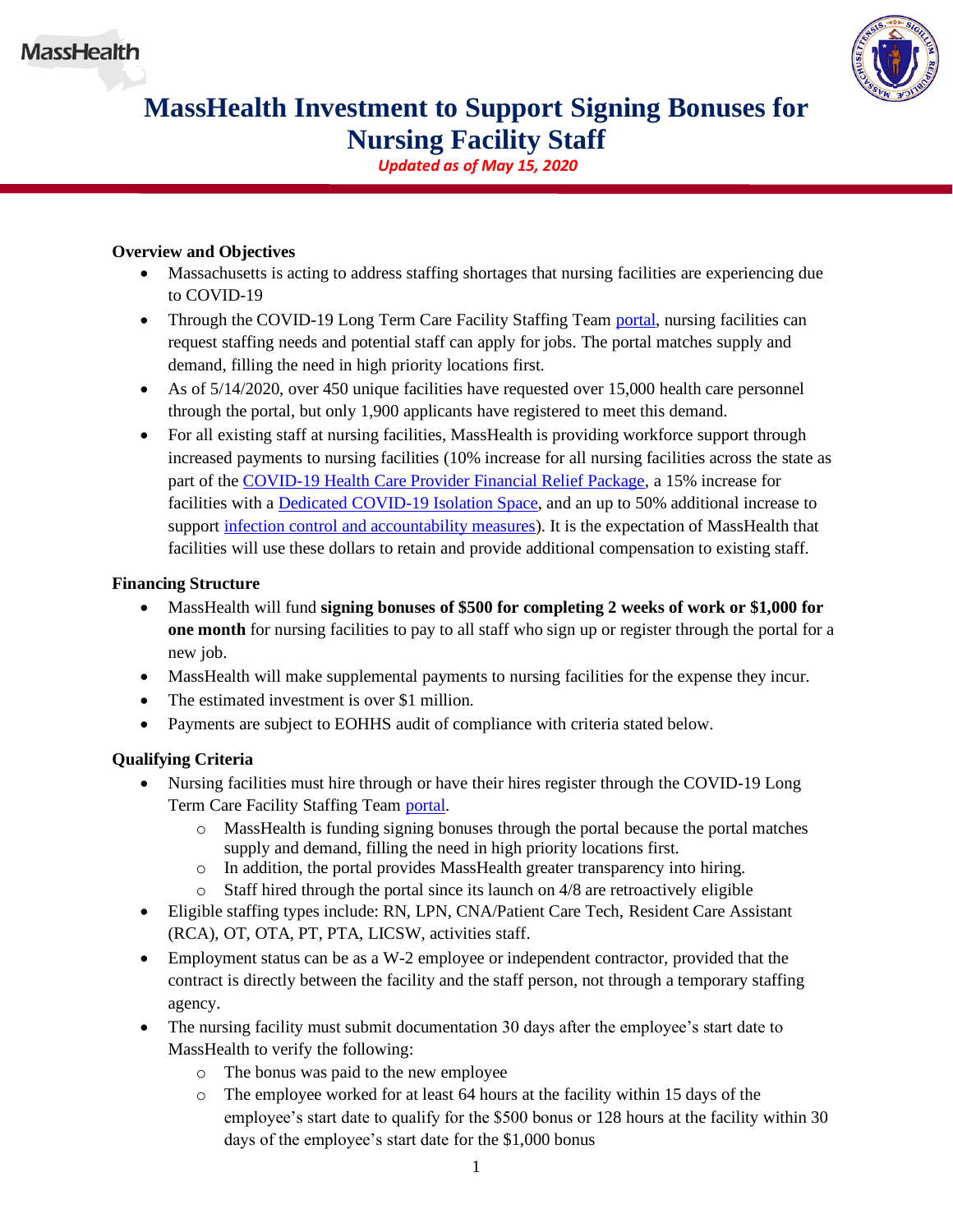# MassHealth Investment to Support Signing Bonuses for Nursing Facility Staff

*Updated as of May 15, 2020*

**Overview and Objectives**

- Massachusetts is acting to address staffing shortages that nursing facilities are experiencing due to COVID-19
- Through the COVID-19 Long Term Care Facility Staffing Team portal, nursing facilities can request staffing needs and potential staff can apply for jobs. The portal matches supply and demand, filling the need in high priority locations first.
- As of 5/14/2020, over 450 unique facilities have requested over 15,000 health care personnel through the portal, but only 1,900 applicants have registered to meet this demand.
- For all existing staff at nursing facilities, MassHealth is providing workforce support through increased payments to nursing facilities (10% increase for all nursing facilities across the state as part of the COVID-19 Health Care Provider Financial Relief Package, a 15% increase for facilities with a Dedicated COVID-19 Isolation Space, and an up to 50% additional increase to support infection control and accountability measures). It is the expectation of MassHealth that facilities will use these dollars to retain and provide additional compensation to existing staff.

**Financing Structure**

- MassHealth will fund **signing bonuses of $500 for completing 2 weeks of work or $1,000 for one month** for nursing facilities to pay to all staff who sign up or register through the portal for a new job.
- MassHealth will make supplemental payments to nursing facilities for the expense they incur.
- The estimated investment is over $1 million.
- Payments are subject to EOHHS audit of compliance with criteria stated below.

**Qualifying Criteria**

- Nursing facilities must hire through or have their hires register through the COVID-19 Long Term Care Facility Staffing Team portal.
  - MassHealth is funding signing bonuses through the portal because the portal matches supply and demand, filling the need in high priority locations first.
  - In addition, the portal provides MassHealth greater transparency into hiring.
  - Staff hired through the portal since its launch on 4/8 are retroactively eligible
- Eligible staffing types include: RN, LPN, CNA/Patient Care Tech, Resident Care Assistant (RCA), OT, OTA, PT, PTA, LICSW, activities staff.
- Employment status can be as a W-2 employee or independent contractor, provided that the contract is directly between the facility and the staff person, not through a temporary staffing agency.
- The nursing facility must submit documentation 30 days after the employee's start date to MassHealth to verify the following:
  - The bonus was paid to the new employee
  - The employee worked for at least 64 hours at the facility within 15 days of the employee's start date to qualify for the $500 bonus or 128 hours at the facility within 30 days of the employee's start date for the $1,000 bonus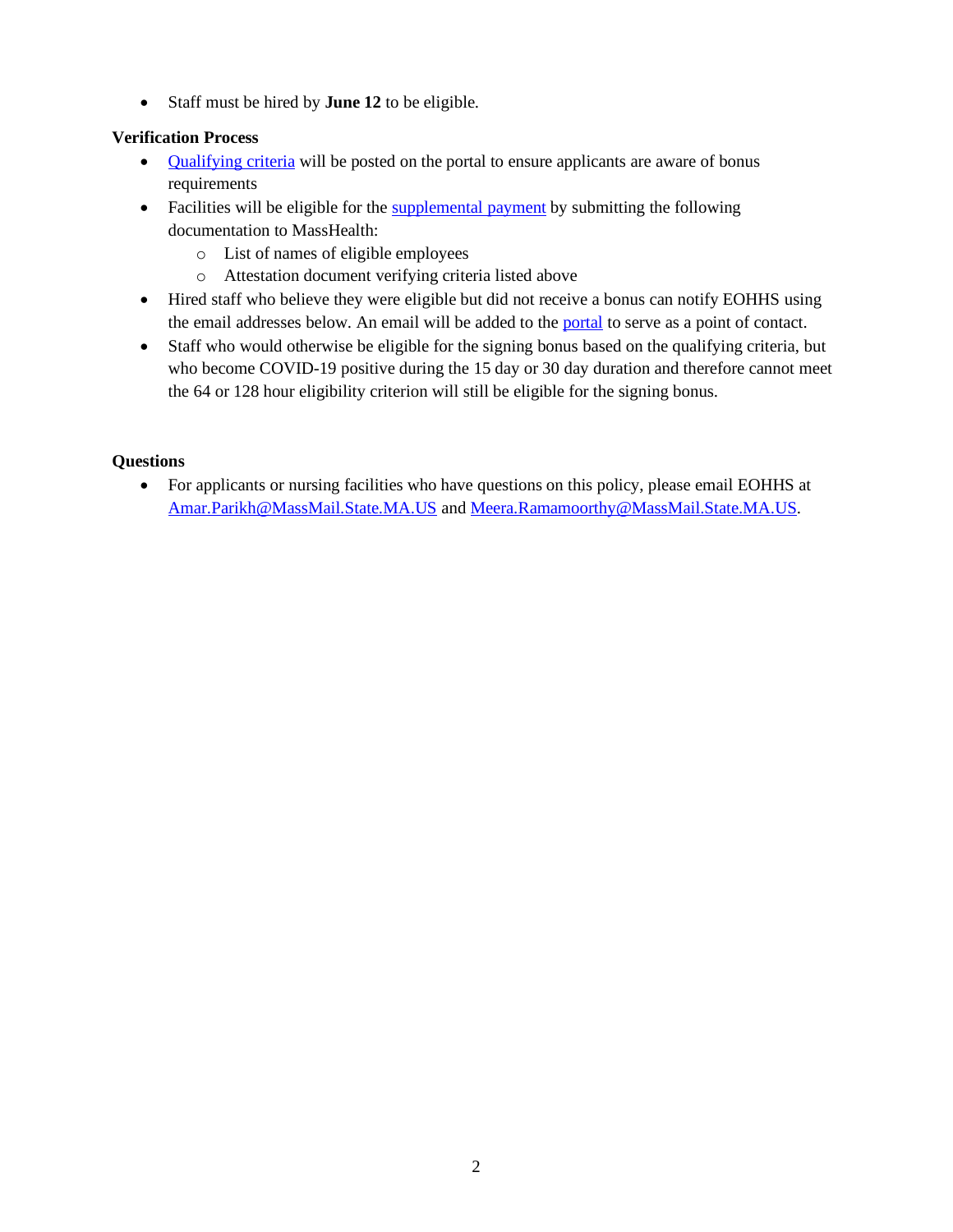- Staff must be hired by **June 12** to be eligible.

**Verification Process**

- Qualifying criteria will be posted on the portal to ensure applicants are aware of bonus requirements
- Facilities will be eligible for the supplemental payment by submitting the following documentation to MassHealth:
  - List of names of eligible employees
  - Attestation document verifying criteria listed above
- Hired staff who believe they were eligible but did not receive a bonus can notify EOHHS using the email addresses below. An email will be added to the portal to serve as a point of contact.
- Staff who would otherwise be eligible for the signing bonus based on the qualifying criteria, but who become COVID-19 positive during the 15 day or 30 day duration and therefore cannot meet the 64 or 128 hour eligibility criterion will still be eligible for the signing bonus.

**Questions**

- For applicants or nursing facilities who have questions on this policy, please email EOHHS at Amar.Parikh@MassMail.State.MA.US and Meera.Ramamoorthy@MassMail.State.MA.US.